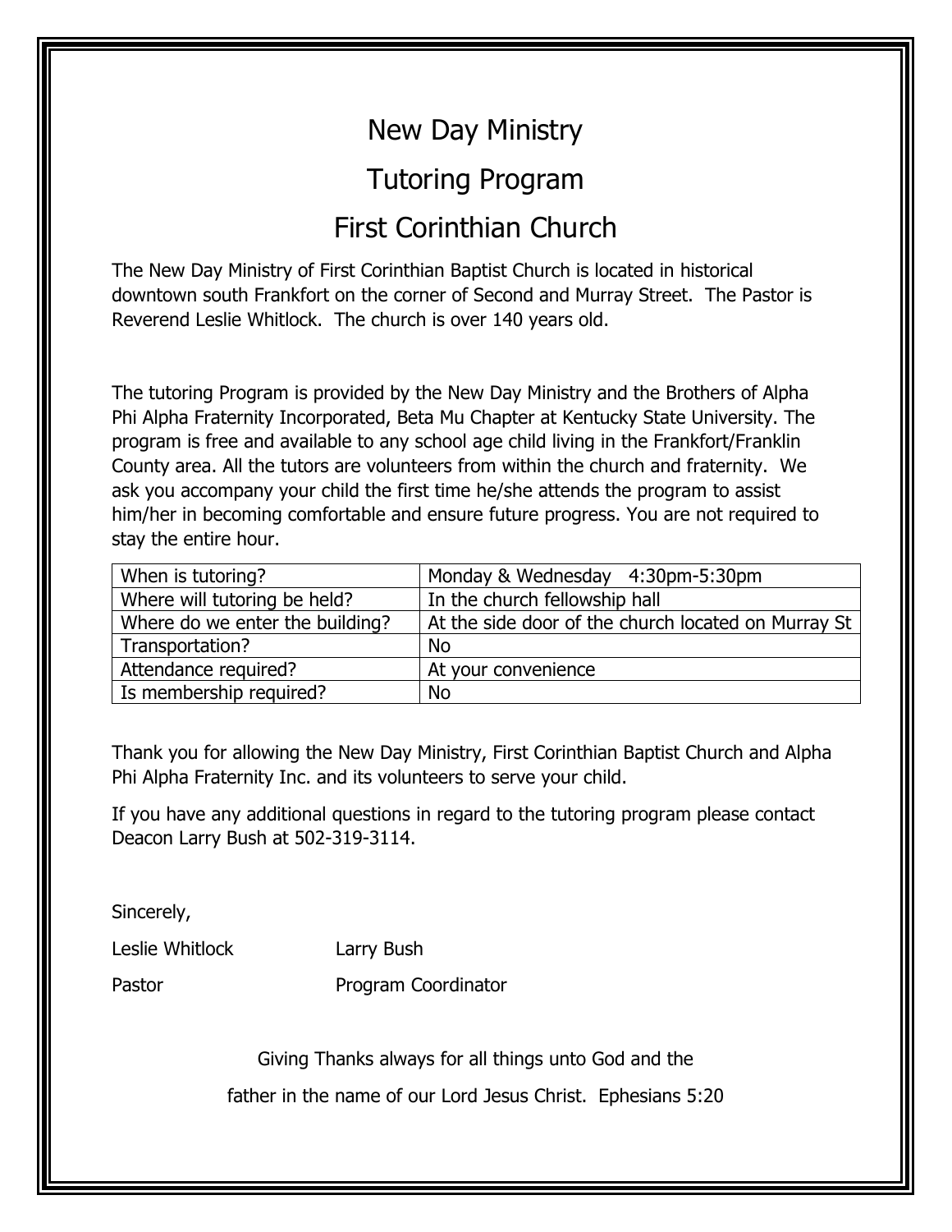# New Day Ministry

# Tutoring Program

# First Corinthian Church

The New Day Ministry of First Corinthian Baptist Church is located in historical downtown south Frankfort on the corner of Second and Murray Street. The Pastor is Reverend Leslie Whitlock. The church is over 140 years old.

The tutoring Program is provided by the New Day Ministry and the Brothers of Alpha Phi Alpha Fraternity Incorporated, Beta Mu Chapter at Kentucky State University. The program is free and available to any school age child living in the Frankfort/Franklin County area. All the tutors are volunteers from within the church and fraternity. We ask you accompany your child the first time he/she attends the program to assist him/her in becoming comfortable and ensure future progress. You are not required to stay the entire hour.

| When is tutoring? | Monday & Wednesday 4:30pm-5:30pm |
|---|---|
| Where will tutoring be held? | In the church fellowship hall |
| Where do we enter the building? | At the side door of the church located on Murray St |
| Transportation? | No |
| Attendance required? | At your convenience |
| Is membership required? | No |

Thank you for allowing the New Day Ministry, First Corinthian Baptist Church and Alpha Phi Alpha Fraternity Inc. and its volunteers to serve your child.

If you have any additional questions in regard to the tutoring program please contact Deacon Larry Bush at 502-319-3114.

Sincerely,

Leslie Whitlock — Larry Bush

Pastor — Program Coordinator

Giving Thanks always for all things unto God and the

father in the name of our Lord Jesus Christ. Ephesians 5:20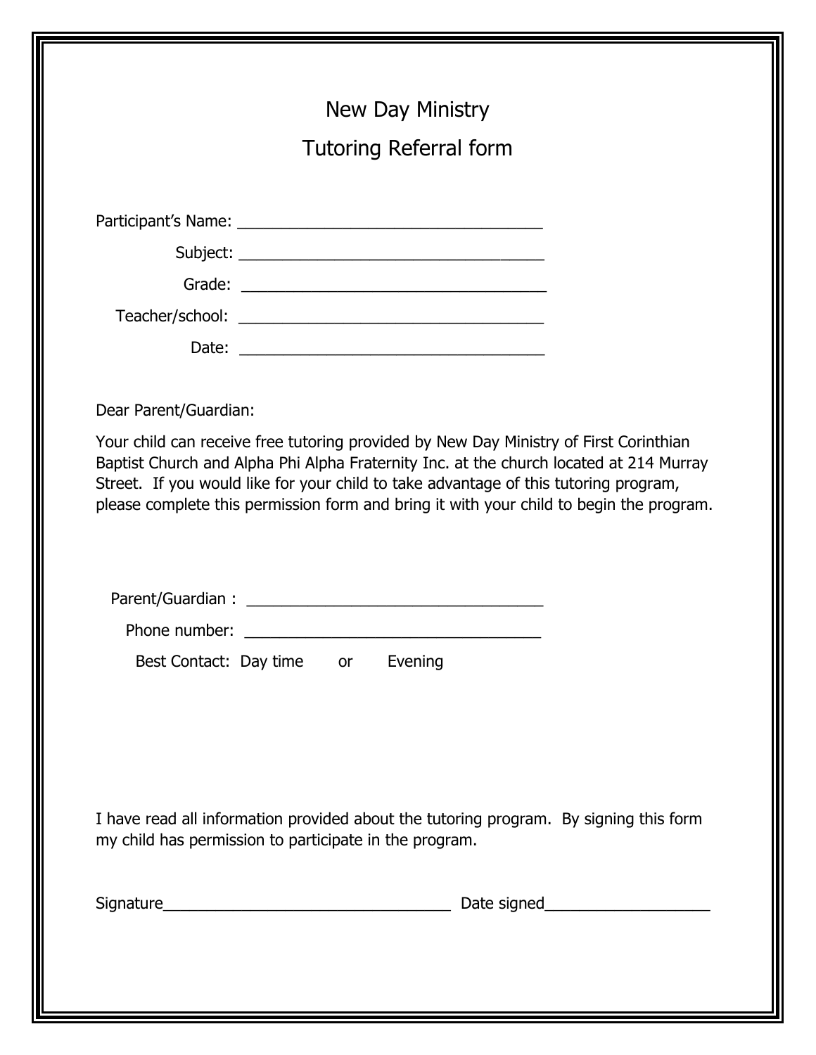# New Day Ministry

## Tutoring Referral form

Participant's Name: ___________________________________

Subject: ___________________________________

Grade: ___________________________________

Teacher/school: ___________________________________

Date: ___________________________________

Dear Parent/Guardian:

Your child can receive free tutoring provided by New Day Ministry of First Corinthian Baptist Church and Alpha Phi Alpha Fraternity Inc. at the church located at 214 Murray Street. If you would like for your child to take advantage of this tutoring program, please complete this permission form and bring it with your child to begin the program.

Parent/Guardian : ___________________________________

Phone number: ___________________________________

Best Contact: Day time or Evening

I have read all information provided about the tutoring program. By signing this form my child has permission to participate in the program.

Signature_________________________________ Date signed___________________